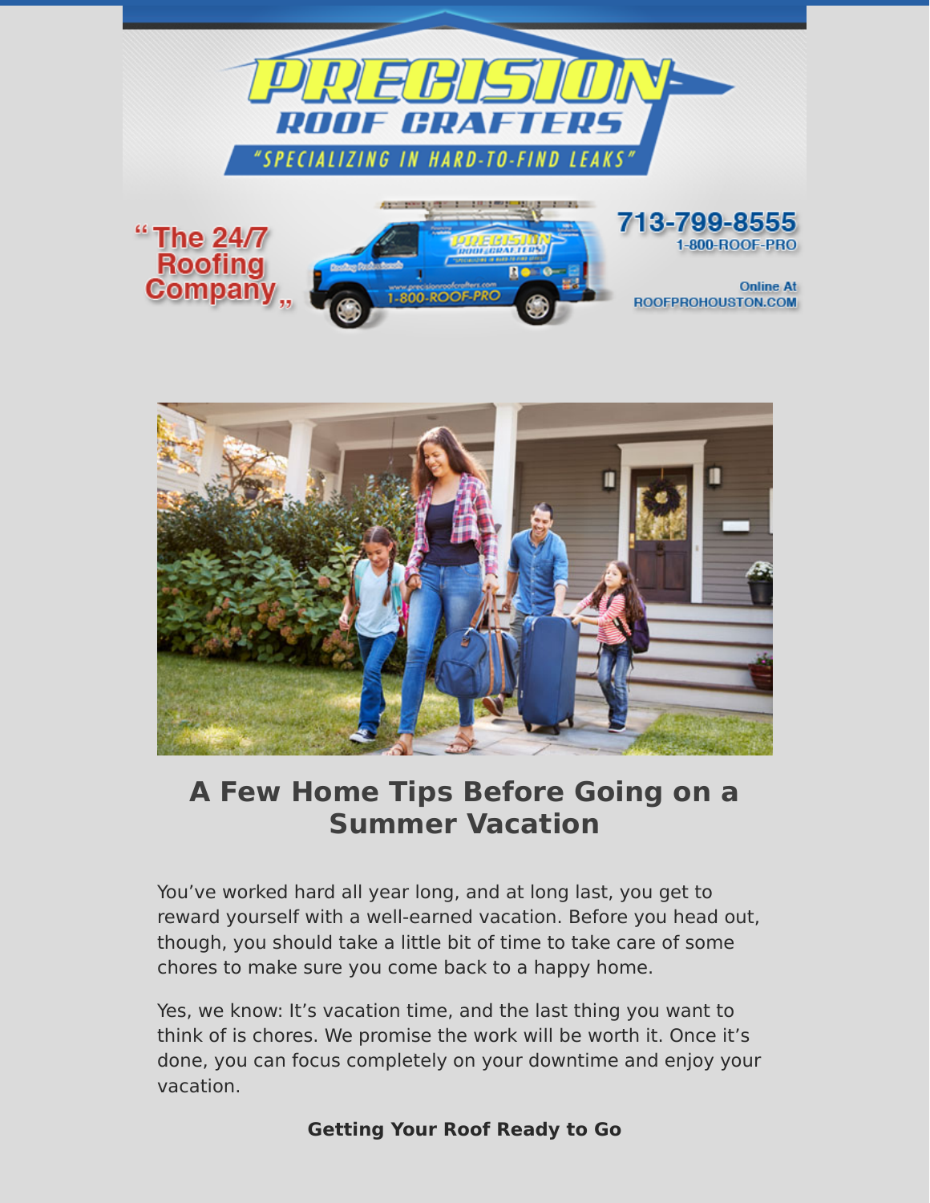# PRECISION ROOF CRAFTERS

"SPECIALIZING IN HARD-TO-FIND LEAKS"

"The 24/7 Roofing Company"

713-799-8555
1-800-ROOF-PRO

Online At ROOFPROHOUSTON.COM

## A Few Home Tips Before Going on a Summer Vacation

You've worked hard all year long, and at long last, you get to reward yourself with a well-earned vacation. Before you head out, though, you should take a little bit of time to take care of some chores to make sure you come back to a happy home.

Yes, we know: It's vacation time, and the last thing you want to think of is chores. We promise the work will be worth it. Once it's done, you can focus completely on your downtime and enjoy your vacation.

**Getting Your Roof Ready to Go**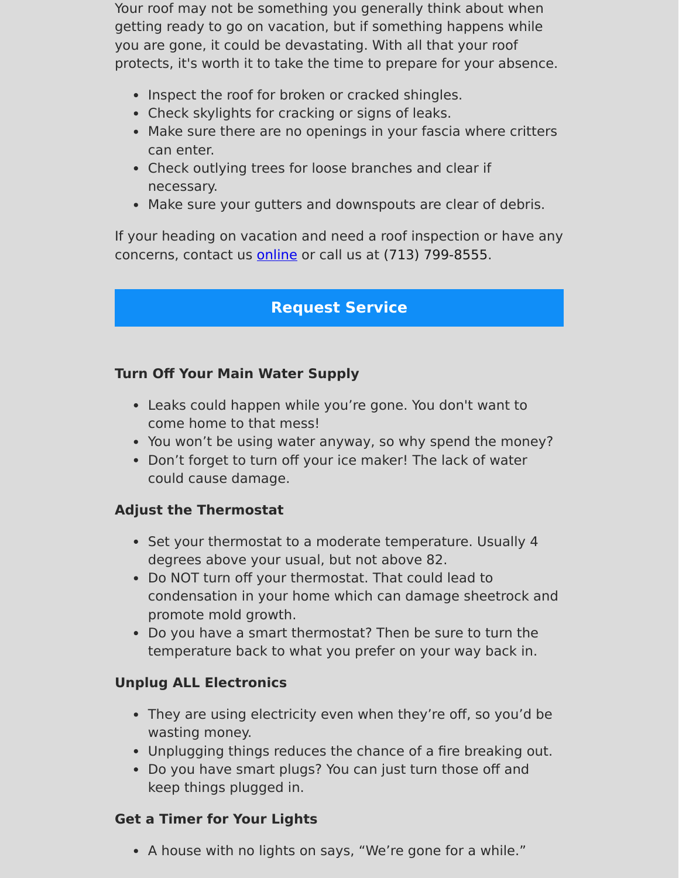Your roof may not be something you generally think about when getting ready to go on vacation, but if something happens while you are gone, it could be devastating. With all that your roof protects, it's worth it to take the time to prepare for your absence.

- Inspect the roof for broken or cracked shingles.
- Check skylights for cracking or signs of leaks.
- Make sure there are no openings in your fascia where critters can enter.
- Check outlying trees for loose branches and clear if necessary.
- Make sure your gutters and downspouts are clear of debris.

If your heading on vacation and need a roof inspection or have any concerns, contact us online or call us at (713) 799-8555.

**Request Service**

### Turn Off Your Main Water Supply

- Leaks could happen while you're gone. You don't want to come home to that mess!
- You won't be using water anyway, so why spend the money?
- Don't forget to turn off your ice maker! The lack of water could cause damage.

### Adjust the Thermostat

- Set your thermostat to a moderate temperature. Usually 4 degrees above your usual, but not above 82.
- Do NOT turn off your thermostat. That could lead to condensation in your home which can damage sheetrock and promote mold growth.
- Do you have a smart thermostat? Then be sure to turn the temperature back to what you prefer on your way back in.

### Unplug ALL Electronics

- They are using electricity even when they're off, so you'd be wasting money.
- Unplugging things reduces the chance of a fire breaking out.
- Do you have smart plugs? You can just turn those off and keep things plugged in.

### Get a Timer for Your Lights

- A house with no lights on says, "We're gone for a while."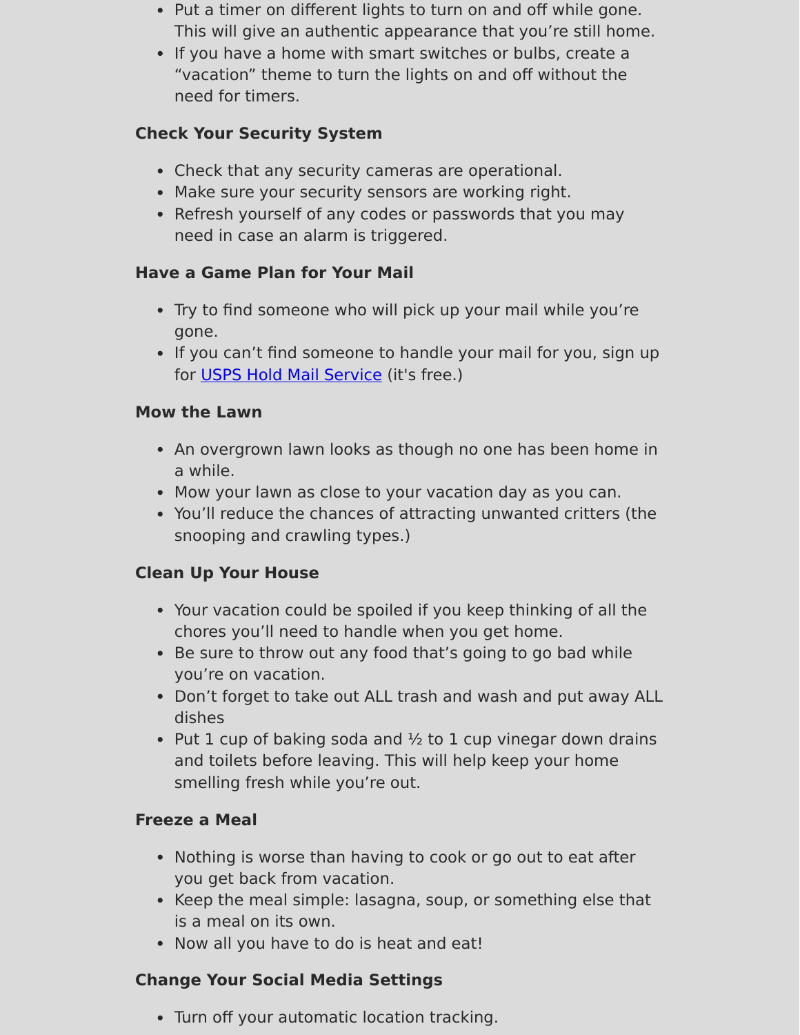- Put a timer on different lights to turn on and off while gone. This will give an authentic appearance that you're still home.
- If you have a home with smart switches or bulbs, create a "vacation" theme to turn the lights on and off without the need for timers.

### Check Your Security System

- Check that any security cameras are operational.
- Make sure your security sensors are working right.
- Refresh yourself of any codes or passwords that you may need in case an alarm is triggered.

### Have a Game Plan for Your Mail

- Try to find someone who will pick up your mail while you're gone.
- If you can't find someone to handle your mail for you, sign up for USPS Hold Mail Service (it's free.)

### Mow the Lawn

- An overgrown lawn looks as though no one has been home in a while.
- Mow your lawn as close to your vacation day as you can.
- You'll reduce the chances of attracting unwanted critters (the snooping and crawling types.)

### Clean Up Your House

- Your vacation could be spoiled if you keep thinking of all the chores you'll need to handle when you get home.
- Be sure to throw out any food that's going to go bad while you're on vacation.
- Don't forget to take out ALL trash and wash and put away ALL dishes
- Put 1 cup of baking soda and ½ to 1 cup vinegar down drains and toilets before leaving. This will help keep your home smelling fresh while you're out.

### Freeze a Meal

- Nothing is worse than having to cook or go out to eat after you get back from vacation.
- Keep the meal simple: lasagna, soup, or something else that is a meal on its own.
- Now all you have to do is heat and eat!

### Change Your Social Media Settings

- Turn off your automatic location tracking.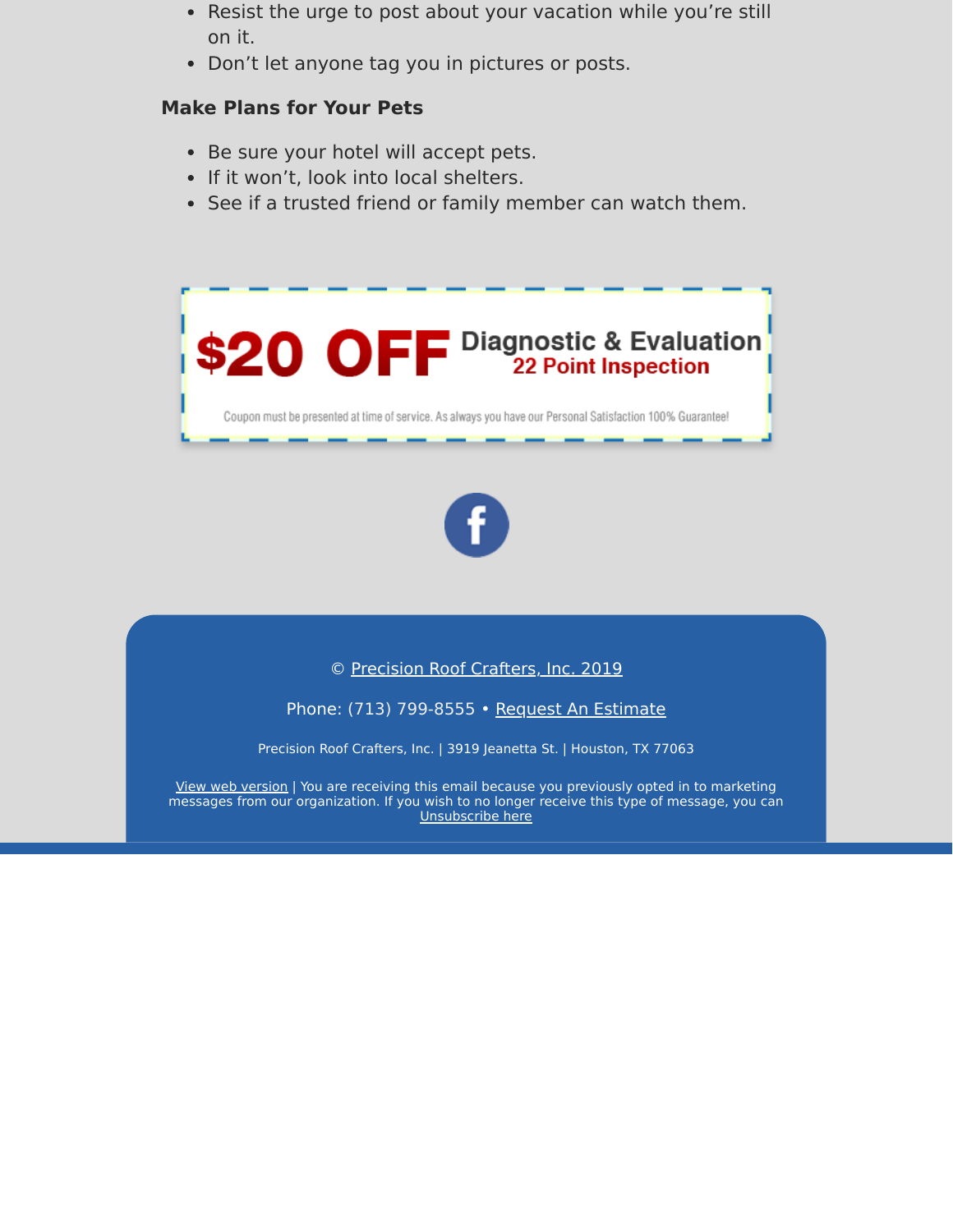- Resist the urge to post about your vacation while you're still on it.
- Don't let anyone tag you in pictures or posts.

**Make Plans for Your Pets**

- Be sure your hotel will accept pets.
- If it won't, look into local shelters.
- See if a trusted friend or family member can watch them.

**$20 OFF** Diagnostic & Evaluation 22 Point Inspection

Coupon must be presented at time of service. As always you have our Personal Satisfaction 100% Guarantee!

© Precision Roof Crafters, Inc. 2019

Phone: (713) 799-8555 • Request An Estimate

Precision Roof Crafters, Inc. | 3919 Jeanetta St. | Houston, TX 77063

View web version | You are receiving this email because you previously opted in to marketing messages from our organization. If you wish to no longer receive this type of message, you can Unsubscribe here